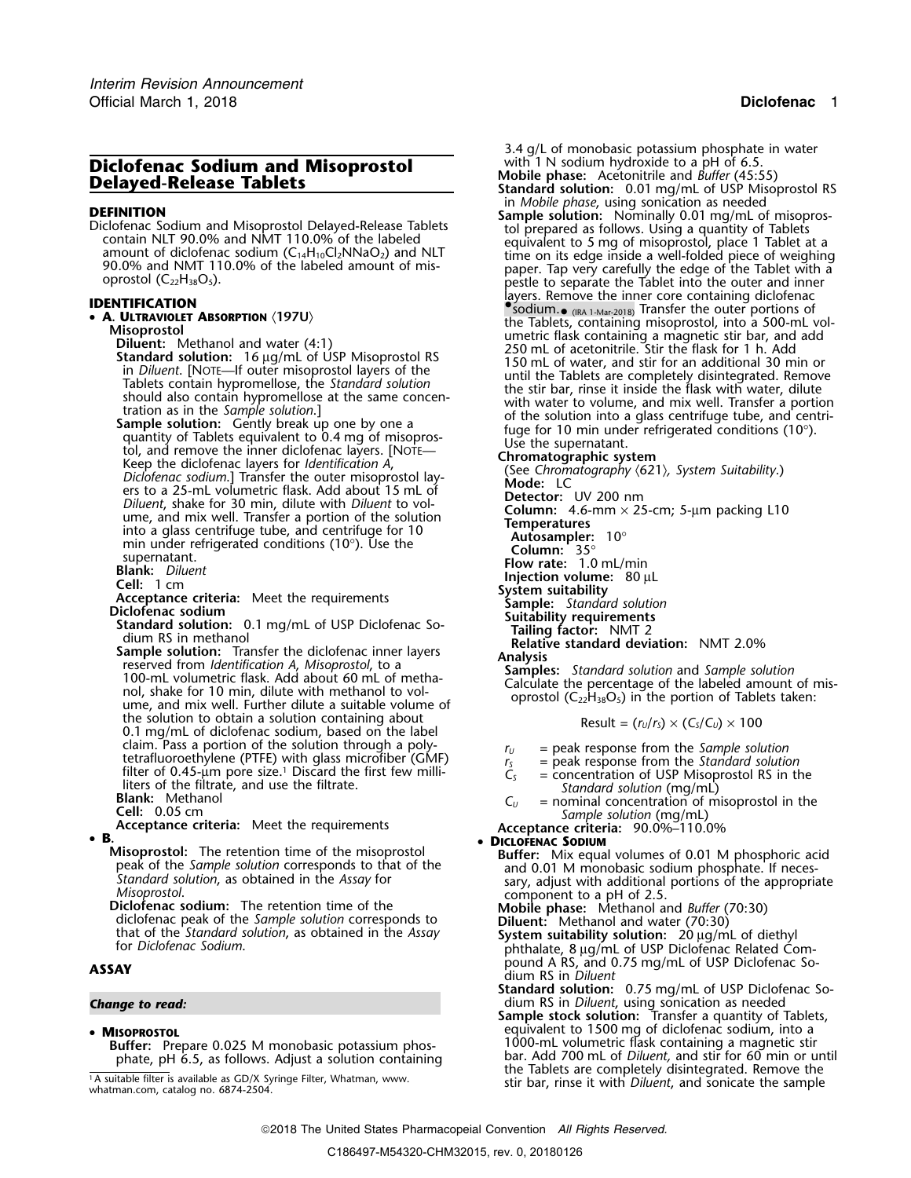# Diclofenac Sodium and Misoprostol Delayed-Release Tablets

**DEFINITION**

Diclofenac Sodium and Misoprostol Delayed-Release Tablets contain NLT 90.0% and NMT 110.0% of the labeled amount of diclofenac sodium ($C_{14}H_{10}Cl_2NNaO_2$) and NLT 90.0% and NMT 110.0% of the labeled amount of misoprostol ($C_{22}H_{38}O_5$).

**IDENTIFICATION**

- **A. Ultraviolet Absorption** ⟨197U⟩

  **Misoprostol**

  **Diluent:** Methanol and water (4:1)

  **Standard solution:** 16 µg/mL of USP Misoprostol RS in *Diluent*. [Note—If outer misoprostol layers of the Tablets contain hypromellose, the *Standard solution* should also contain hypromellose at the same concentration as in the *Sample solution*.]

  **Sample solution:** Gently break up one by one a quantity of Tablets equivalent to 0.4 mg of misoprostol, and remove the inner diclofenac layers. [Note—Keep the diclofenac layers for *Identification A*, *Diclofenac sodium*.] Transfer the outer misoprostol layers to a 25-mL volumetric flask. Add about 15 mL of *Diluent*, shake for 30 min, dilute with *Diluent* to volume, and mix well. Transfer a portion of the solution into a glass centrifuge tube, and centrifuge for 10 min under refrigerated conditions (10°). Use the supernatant.

  **Blank:** *Diluent*

  **Cell:** 1 cm

  **Acceptance criteria:** Meet the requirements

  **Diclofenac sodium**

  **Standard solution:** 0.1 mg/mL of USP Diclofenac Sodium RS in methanol

  **Sample solution:** Transfer the diclofenac inner layers reserved from *Identification A*, *Misoprostol*, to a 100-mL volumetric flask. Add about 60 mL of methanol, shake for 10 min, dilute with methanol to volume, and mix well. Further dilute a suitable volume of the solution to obtain a solution containing about 0.1 mg/mL of diclofenac sodium, based on the label claim. Pass a portion of the solution through a polytetrafluoroethylene (PTFE) with glass microfiber (GMF) filter of 0.45-µm pore size.[1] Discard the first few milliliters of the filtrate, and use the filtrate.

  **Blank:** Methanol

  **Cell:** 0.05 cm

  **Acceptance criteria:** Meet the requirements

- **B.**

  **Misoprostol:** The retention time of the misoprostol peak of the *Sample solution* corresponds to that of the *Standard solution*, as obtained in the *Assay* for *Misoprostol*.

  **Diclofenac sodium:** The retention time of the diclofenac peak of the *Sample solution* corresponds to that of the *Standard solution*, as obtained in the *Assay* for *Diclofenac Sodium*.

**ASSAY**

***Change to read:***

- **Misoprostol**

  **Buffer:** Prepare 0.025 M monobasic potassium phosphate, pH 6.5, as follows. Adjust a solution containing 3.4 g/L of monobasic potassium phosphate in water with 1 N sodium hydroxide to a pH of 6.5.

  **Mobile phase:** Acetonitrile and *Buffer* (45:55)

  **Standard solution:** 0.01 mg/mL of USP Misoprostol RS in *Mobile phase*, using sonication as needed

  **Sample solution:** Nominally 0.01 mg/mL of misoprostol prepared as follows. Using a quantity of Tablets equivalent to 5 mg of misoprostol, place 1 Tablet at a time on its edge inside a well-folded piece of weighing paper. Tap very carefully the edge of the Tablet with a pestle to separate the Tablet into the outer and inner layers. Remove the inner core containing diclofenac •sodium.• (IRA 1-Mar-2018) Transfer the outer portions of the Tablets, containing misoprostol, into a 500-mL volumetric flask containing a magnetic stir bar, and add 250 mL of acetonitrile. Stir the flask for 1 h. Add 150 mL of water, and stir for an additional 30 min or until the Tablets are completely disintegrated. Remove the stir bar, rinse it inside the flask with water, dilute with water to volume, and mix well. Transfer a portion of the solution into a glass centrifuge tube, and centrifuge for 10 min under refrigerated conditions (10°). Use the supernatant.

  **Chromatographic system**

  (See *Chromatography* ⟨621⟩, *System Suitability*.)

  **Mode:** LC

  **Detector:** UV 200 nm

  **Column:** 4.6-mm × 25-cm; 5-µm packing L10

  **Temperatures**

  **Autosampler:** 10°

  **Column:** 35°

  **Flow rate:** 1.0 mL/min

  **Injection volume:** 80 µL

  **System suitability**

  **Sample:** *Standard solution*

  **Suitability requirements**

  **Tailing factor:** NMT 2

  **Relative standard deviation:** NMT 2.0%

  **Analysis**

  **Samples:** *Standard solution* and *Sample solution*

  Calculate the percentage of the labeled amount of misoprostol ($C_{22}H_{38}O_5$) in the portion of Tablets taken:

  $$\text{Result} = (r_U/r_S) \times (C_S/C_U) \times 100$$

  $r_U$ = peak response from the *Sample solution*

  $r_S$ = peak response from the *Standard solution*

  $C_S$ = concentration of USP Misoprostol RS in the *Standard solution* (mg/mL)

  $C_U$ = nominal concentration of misoprostol in the *Sample solution* (mg/mL)

  **Acceptance criteria:** 90.0%–110.0%

- **Diclofenac Sodium**

  **Buffer:** Mix equal volumes of 0.01 M phosphoric acid and 0.01 M monobasic sodium phosphate. If necessary, adjust with additional portions of the appropriate component to a pH of 2.5.

  **Mobile phase:** Methanol and *Buffer* (70:30)

  **Diluent:** Methanol and water (70:30)

  **System suitability solution:** 20 µg/mL of diethyl phthalate, 8 µg/mL of USP Diclofenac Related Compound A RS, and 0.75 mg/mL of USP Diclofenac Sodium RS in *Diluent*

  **Standard solution:** 0.75 mg/mL of USP Diclofenac Sodium RS in *Diluent*, using sonication as needed

  **Sample stock solution:** Transfer a quantity of Tablets, equivalent to 1500 mg of diclofenac sodium, into a 1000-mL volumetric flask containing a magnetic stir bar. Add 700 mL of *Diluent*, and stir for 60 min or until the Tablets are completely disintegrated. Remove the stir bar, rinse it with *Diluent*, and sonicate the sample

[1] A suitable filter is available as GD/X Syringe Filter, Whatman, www.whatman.com, catalog no. 6874-2504.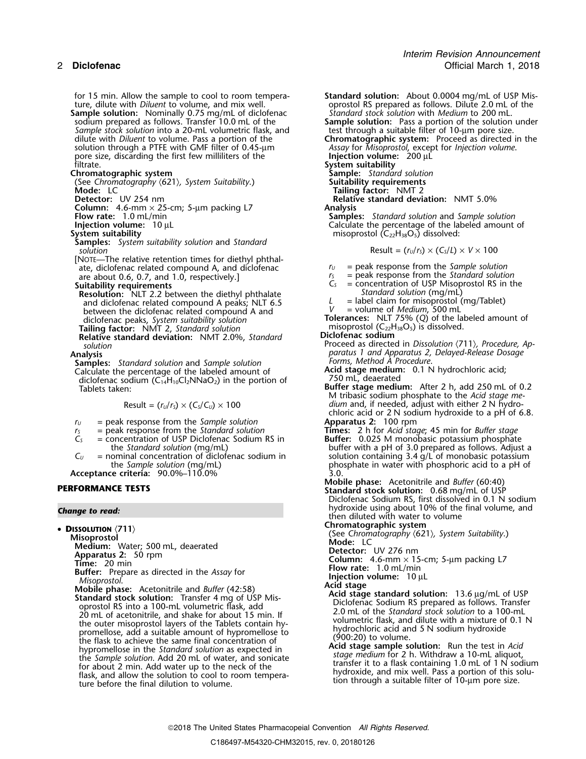for 15 min. Allow the sample to cool to room temperature, dilute with *Diluent* to volume, and mix well.

**Sample solution:** Nominally 0.75 mg/mL of diclofenac sodium prepared as follows. Transfer 10.0 mL of the *Sample stock solution* into a 20-mL volumetric flask, and dilute with *Diluent* to volume. Pass a portion of the solution through a PTFE with GMF filter of 0.45-µm pore size, discarding the first few milliliters of the filtrate.

**Chromatographic system**

(See *Chromatography* ⟨621⟩, *System Suitability*.)

**Mode:** LC

**Detector:** UV 254 nm

**Column:** 4.6-mm × 25-cm; 5-µm packing L7

**Flow rate:** 1.0 mL/min

**Injection volume:** 10 µL

**System suitability**

**Samples:** *System suitability solution* and *Standard solution*

[NOTE—The relative retention times for diethyl phthalate, diclofenac related compound A, and diclofenac are about 0.6, 0.7, and 1.0, respectively.]

**Suitability requirements**

**Resolution:** NLT 2.2 between the diethyl phthalate and diclofenac related compound A peaks; NLT 6.5 between the diclofenac related compound A and diclofenac peaks, *System suitability solution*

**Tailing factor:** NMT 2, *Standard solution*

**Relative standard deviation:** NMT 2.0%, *Standard solution*

**Analysis**

**Samples:** *Standard solution* and *Sample solution*

Calculate the percentage of the labeled amount of diclofenac sodium ($C_{14}H_{10}Cl_2NNaO_2$) in the portion of Tablets taken:

$$\text{Result} = (r_U/r_S) \times (C_S/C_U) \times 100$$

$r_U$ = peak response from the *Sample solution*
$r_S$ = peak response from the *Standard solution*
$C_S$ = concentration of USP Diclofenac Sodium RS in the *Standard solution* (mg/mL)
$C_U$ = nominal concentration of diclofenac sodium in the *Sample solution* (mg/mL)

**Acceptance criteria:** 90.0%–110.0%

## PERFORMANCE TESTS

***Change to read:***

• **DISSOLUTION** ⟨711⟩

**Misoprostol**

**Medium:** Water; 500 mL, deaerated

**Apparatus 2:** 50 rpm

**Time:** 20 min

**Buffer:** Prepare as directed in the *Assay* for *Misoprostol*.

**Mobile phase:** Acetonitrile and *Buffer* (42:58)

**Standard stock solution:** Transfer 4 mg of USP Misoprostol RS into a 100-mL volumetric flask, add 20 mL of acetonitrile, and shake for about 15 min. If the outer misoprostol layers of the Tablets contain hypromellose, add a suitable amount of hypromellose to the flask to achieve the same final concentration of hypromellose in the *Standard solution* as expected in the *Sample solution*. Add 20 mL of water, and sonicate for about 2 min. Add water up to the neck of the flask, and allow the solution to cool to room temperature before the final dilution to volume.

**Standard solution:** About 0.0004 mg/mL of USP Misoprostol RS prepared as follows. Dilute 2.0 mL of the *Standard stock solution* with *Medium* to 200 mL.

**Sample solution:** Pass a portion of the solution under test through a suitable filter of 10-µm pore size.

**Chromatographic system:** Proceed as directed in the *Assay* for *Misoprostol*, except for *Injection volume*.

**Injection volume:** 200 µL

**System suitability**

**Sample:** *Standard solution*

**Suitability requirements**

**Tailing factor:** NMT 2

**Relative standard deviation:** NMT 5.0%

**Analysis**

**Samples:** *Standard solution* and *Sample solution*

Calculate the percentage of the labeled amount of misoprostol ($C_{22}H_{38}O_5$) dissolved:

$$\text{Result} = (r_U/r_S) \times (C_S/L) \times V \times 100$$

$r_U$ = peak response from the *Sample solution*
$r_S$ = peak response from the *Standard solution*
$C_S$ = concentration of USP Misoprostol RS in the *Standard solution* (mg/mL)
$L$ = label claim for misoprostol (mg/Tablet)
$V$ = volume of *Medium*, 500 mL

**Tolerances:** NLT 75% (*Q*) of the labeled amount of misoprostol ($C_{22}H_{38}O_5$) is dissolved.

**Diclofenac sodium**

Proceed as directed in *Dissolution* ⟨711⟩, *Procedure, Apparatus 1 and Apparatus 2, Delayed-Release Dosage Forms, Method A Procedure*.

**Acid stage medium:** 0.1 N hydrochloric acid; 750 mL, deaerated

**Buffer stage medium:** After 2 h, add 250 mL of 0.2 M tribasic sodium phosphate to the *Acid stage medium* and, if needed, adjust with either 2 N hydrochloric acid or 2 N sodium hydroxide to a pH of 6.8.

**Apparatus 2:** 100 rpm

**Times:** 2 h for *Acid stage*; 45 min for *Buffer stage*

**Buffer:** 0.025 M monobasic potassium phosphate buffer with a pH of 3.0 prepared as follows. Adjust a solution containing 3.4 g/L of monobasic potassium phosphate in water with phosphoric acid to a pH of 3.0.

**Mobile phase:** Acetonitrile and *Buffer* (60:40)

**Standard stock solution:** 0.68 mg/mL of USP Diclofenac Sodium RS, first dissolved in 0.1 N sodium hydroxide using about 10% of the final volume, and then diluted with water to volume

**Chromatographic system**

(See *Chromatography* ⟨621⟩, *System Suitability*.)

**Mode:** LC

**Detector:** UV 276 nm

**Column:** 4.6-mm × 15-cm; 5-µm packing L7

**Flow rate:** 1.0 mL/min

**Injection volume:** 10 µL

**Acid stage**

**Acid stage standard solution:** 13.6 µg/mL of USP Diclofenac Sodium RS prepared as follows. Transfer 2.0 mL of the *Standard stock solution* to a 100-mL volumetric flask, and dilute with a mixture of 0.1 N hydrochloric acid and 5 N sodium hydroxide (900:20) to volume.

**Acid stage sample solution:** Run the test in *Acid stage medium* for 2 h. Withdraw a 10-mL aliquot, transfer it to a flask containing 1.0 mL of 1 N sodium hydroxide, and mix well. Pass a portion of this solution through a suitable filter of 10-µm pore size.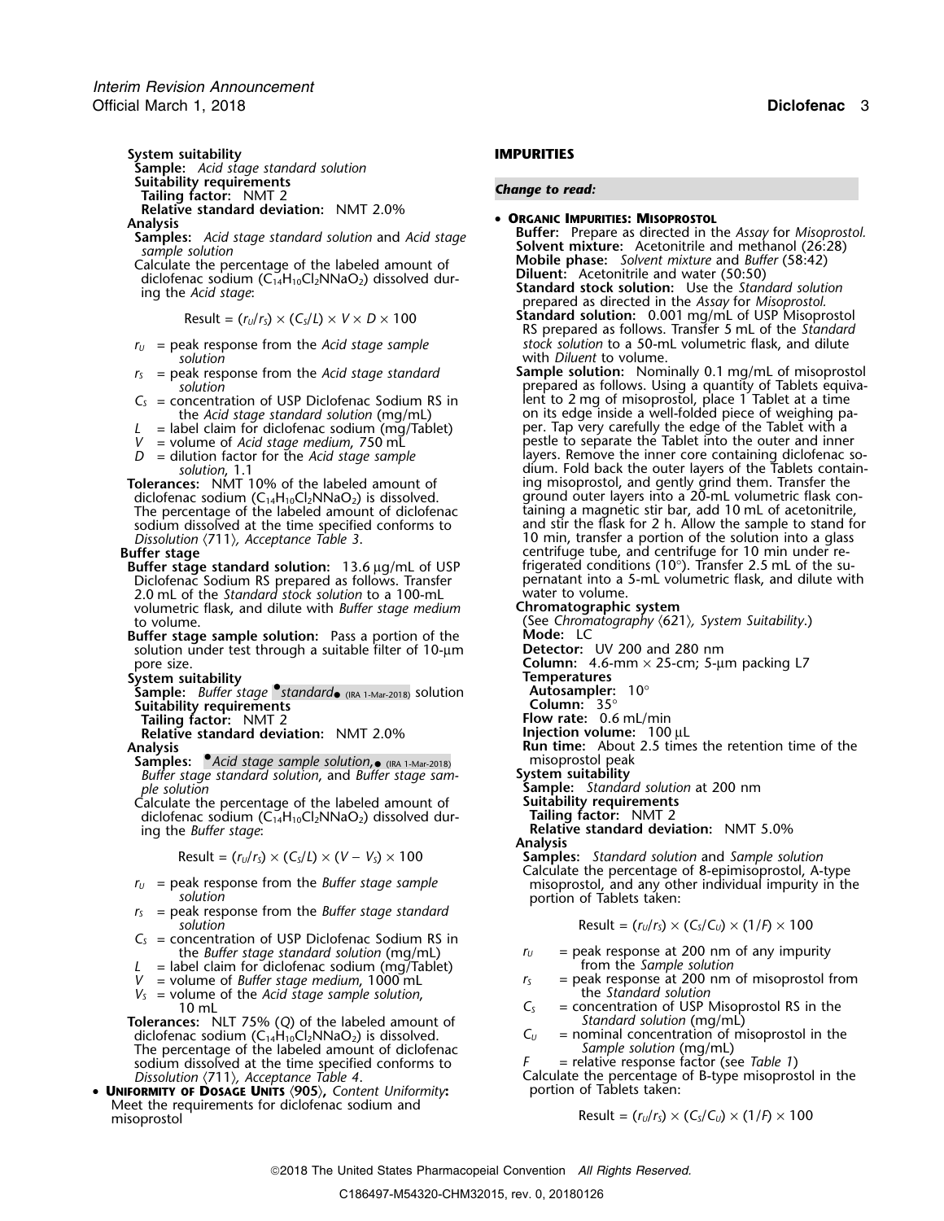**System suitability**

**Sample:** *Acid stage standard solution*

**Suitability requirements**

**Tailing factor:** NMT 2

**Relative standard deviation:** NMT 2.0%

**Analysis**

**Samples:** *Acid stage standard solution* and *Acid stage sample solution*

Calculate the percentage of the labeled amount of diclofenac sodium ($C_{14}H_{10}Cl_2NNaO_2$) dissolved during the *Acid stage*:

$$\text{Result} = (r_U/r_S) \times (C_S/L) \times V \times D \times 100$$

$r_U$ = peak response from the *Acid stage sample solution*

$r_S$ = peak response from the *Acid stage standard solution*

$C_S$ = concentration of USP Diclofenac Sodium RS in the *Acid stage standard solution* (mg/mL)

$L$ = label claim for diclofenac sodium (mg/Tablet)

$V$ = volume of *Acid stage medium*, 750 mL

$D$ = dilution factor for the *Acid stage sample solution*, 1.1

**Tolerances:** NMT 10% of the labeled amount of diclofenac sodium ($C_{14}H_{10}Cl_2NNaO_2$) is dissolved. The percentage of the labeled amount of diclofenac sodium dissolved at the time specified conforms to *Dissolution* ⟨711⟩, *Acceptance Table 3*.

**Buffer stage**

**Buffer stage standard solution:** 13.6 µg/mL of USP Diclofenac Sodium RS prepared as follows. Transfer 2.0 mL of the *Standard stock solution* to a 100-mL volumetric flask, and dilute with *Buffer stage medium* to volume.

**Buffer stage sample solution:** Pass a portion of the solution under test through a suitable filter of 10-µm pore size.

**System suitability**

**Sample:** *Buffer stage* •*standard*• (IRA 1-Mar-2018) solution

**Suitability requirements**

**Tailing factor:** NMT 2

**Relative standard deviation:** NMT 2.0%

**Analysis**

**Samples:** •*Acid stage sample solution*,• (IRA 1-Mar-2018) *Buffer stage standard solution*, and *Buffer stage sample solution*

Calculate the percentage of the labeled amount of diclofenac sodium ($C_{14}H_{10}Cl_2NNaO_2$) dissolved during the *Buffer stage*:

$$\text{Result} = (r_U/r_S) \times (C_S/L) \times (V - V_S) \times 100$$

$r_U$ = peak response from the *Buffer stage sample solution*

$r_S$ = peak response from the *Buffer stage standard solution*

$C_S$ = concentration of USP Diclofenac Sodium RS in the *Buffer stage standard solution* (mg/mL)

$L$ = label claim for diclofenac sodium (mg/Tablet)

$V$ = volume of *Buffer stage medium*, 1000 mL

$V_S$ = volume of the *Acid stage sample solution*, 10 mL

**Tolerances:** NLT 75% (*Q*) of the labeled amount of diclofenac sodium ($C_{14}H_{10}Cl_2NNaO_2$) is dissolved. The percentage of the labeled amount of diclofenac sodium dissolved at the time specified conforms to *Dissolution* ⟨711⟩, *Acceptance Table 4*.

- **Uniformity of Dosage Units** ⟨905⟩**,** *Content Uniformity***:** Meet the requirements for diclofenac sodium and misoprostol

## IMPURITIES

*Change to read:*

- **Organic Impurities: Misoprostol**

**Buffer:** Prepare as directed in the *Assay* for *Misoprostol.*

**Solvent mixture:** Acetonitrile and methanol (26:28)

**Mobile phase:** *Solvent mixture* and *Buffer* (58:42)

**Diluent:** Acetonitrile and water (50:50)

**Standard stock solution:** Use the *Standard solution* prepared as directed in the *Assay* for *Misoprostol.*

**Standard solution:** 0.001 mg/mL of USP Misoprostol RS prepared as follows. Transfer 5 mL of the *Standard stock solution* to a 50-mL volumetric flask, and dilute with *Diluent* to volume.

**Sample solution:** Nominally 0.1 mg/mL of misoprostol prepared as follows. Using a quantity of Tablets equivalent to 2 mg of misoprostol, place 1 Tablet at a time on its edge inside a well-folded piece of weighing paper. Tap very carefully the edge of the Tablet with a pestle to separate the Tablet into the outer and inner layers. Remove the inner core containing diclofenac sodium. Fold back the outer layers of the Tablets containing misoprostol, and gently grind them. Transfer the ground outer layers into a 20-mL volumetric flask containing a magnetic stir bar, add 10 mL of acetonitrile, and stir the flask for 2 h. Allow the sample to stand for 10 min, transfer a portion of the solution into a glass centrifuge tube, and centrifuge for 10 min under refrigerated conditions (10°). Transfer 2.5 mL of the supernatant into a 5-mL volumetric flask, and dilute with water to volume.

**Chromatographic system**

(See *Chromatography* ⟨621⟩, *System Suitability*.)

**Mode:** LC

**Detector:** UV 200 and 280 nm

**Column:** 4.6-mm × 25-cm; 5-µm packing L7

**Temperatures**

**Autosampler:** 10°

**Column:** 35°

**Flow rate:** 0.6 mL/min

**Injection volume:** 100 µL

**Run time:** About 2.5 times the retention time of the misoprostol peak

**System suitability**

**Sample:** *Standard solution* at 200 nm

**Suitability requirements**

**Tailing factor:** NMT 2

**Relative standard deviation:** NMT 5.0%

**Analysis**

**Samples:** *Standard solution* and *Sample solution*

Calculate the percentage of 8-epimisoprostol, A-type misoprostol, and any other individual impurity in the portion of Tablets taken:

$$\text{Result} = (r_U/r_S) \times (C_S/C_U) \times (1/F) \times 100$$

$r_U$ = peak response at 200 nm of any impurity from the *Sample solution*

$r_S$ = peak response at 200 nm of misoprostol from the *Standard solution*

$C_S$ = concentration of USP Misoprostol RS in the *Standard solution* (mg/mL)

$C_U$ = nominal concentration of misoprostol in the *Sample solution* (mg/mL)

$F$ = relative response factor (see *Table 1*)

Calculate the percentage of B-type misoprostol in the portion of Tablets taken:

$$\text{Result} = (r_U/r_S) \times (C_S/C_U) \times (1/F) \times 100$$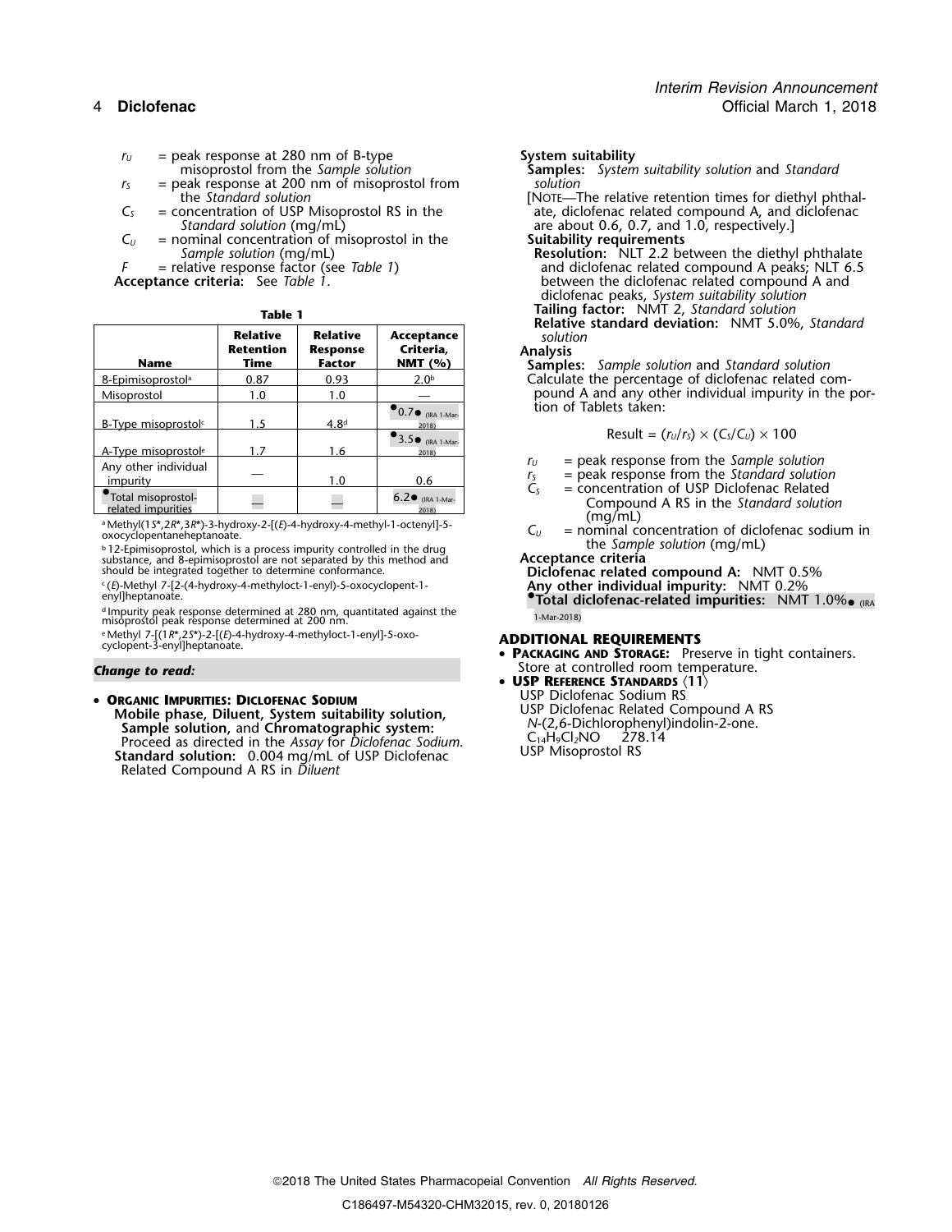$r_U$ = peak response at 280 nm of B-type misoprostol from the *Sample solution*
$r_S$ = peak response at 200 nm of misoprostol from the *Standard solution*
$C_S$ = concentration of USP Misoprostol RS in the *Standard solution* (mg/mL)
$C_U$ = nominal concentration of misoprostol in the *Sample solution* (mg/mL)
$F$ = relative response factor (see *Table 1*)

**Acceptance criteria:** See *Table 1*.

**Table 1**

| Name | Relative Retention Time | Relative Response Factor | Acceptance Criteria, NMT (%) |
|---|---|---|---|
| 8-Epimisoprostol[a] | 0.87 | 0.93 | 2.0[b] |
| Misoprostol | 1.0 | 1.0 | — |
| B-Type misoprostol[c] | 1.5 | 4.8[d] | •0.7• (IRA 1-Mar-2018) |
| A-Type misoprostol[e] | 1.7 | 1.6 | •3.5• (IRA 1-Mar-2018) |
| Any other individual impurity | — | 1.0 | 0.6 |
| •Total misoprostol-related impurities | — | — | 6.2• (IRA 1-Mar-2018) |

[a] Methyl(1*S**,2*R**,3*R**)-3-hydroxy-2-[(*E*)-4-hydroxy-4-methyl-1-octenyl]-5-oxocyclopentaneheptanoate.

[b] 12-Epimisoprostol, which is a process impurity controlled in the drug substance, and 8-epimisoprostol are not separated by this method and should be integrated together to determine conformance.

[c] (*E*)-Methyl 7-[2-(4-hydroxy-4-methyloct-1-enyl)-5-oxocyclopent-1-enyl]heptanoate.

[d] Impurity peak response determined at 280 nm, quantitated against the misoprostol peak response determined at 200 nm.

[e] Methyl 7-[(1*R**,2*S**)-2-[(*E*)-4-hydroxy-4-methyloct-1-enyl]-5-oxocyclopent-3-enyl]heptanoate.

***Change to read:***

- **Organic Impurities: Diclofenac Sodium**

  **Mobile phase, Diluent, System suitability solution, Sample solution,** and **Chromatographic system:** Proceed as directed in the *Assay* for *Diclofenac Sodium*.

  **Standard solution:** 0.004 mg/mL of USP Diclofenac Related Compound A RS in *Diluent*

  **System suitability**

  **Samples:** *System suitability solution* and *Standard solution*

  [Note—The relative retention times for diethyl phthalate, diclofenac related compound A, and diclofenac are about 0.6, 0.7, and 1.0, respectively.]

  **Suitability requirements**

  **Resolution:** NLT 2.2 between the diethyl phthalate and diclofenac related compound A peaks; NLT 6.5 between the diclofenac related compound A and diclofenac peaks, *System suitability solution*

  **Tailing factor:** NMT 2, *Standard solution*

  **Relative standard deviation:** NMT 5.0%, *Standard solution*

  **Analysis**

  **Samples:** *Sample solution* and *Standard solution*

  Calculate the percentage of diclofenac related compound A and any other individual impurity in the portion of Tablets taken:

$$\text{Result} = (r_U/r_S) \times (C_S/C_U) \times 100$$

  $r_U$ = peak response from the *Sample solution*
  $r_S$ = peak response from the *Standard solution*
  $C_S$ = concentration of USP Diclofenac Related Compound A RS in the *Standard solution* (mg/mL)
  $C_U$ = nominal concentration of diclofenac sodium in the *Sample solution* (mg/mL)

  **Acceptance criteria**

  **Diclofenac related compound A:** NMT 0.5%

  **Any other individual impurity:** NMT 0.2%

  •**Total diclofenac-related impurities:** NMT 1.0%• (IRA 1-Mar-2018)

## ADDITIONAL REQUIREMENTS

- **Packaging and Storage:** Preserve in tight containers. Store at controlled room temperature.
- **USP Reference Standards ⟨11⟩**

  USP Diclofenac Sodium RS

  USP Diclofenac Related Compound A RS

  *N*-(2,6-Dichlorophenyl)indolin-2-one.

  $C_{14}H_9Cl_2NO$ 278.14

  USP Misoprostol RS